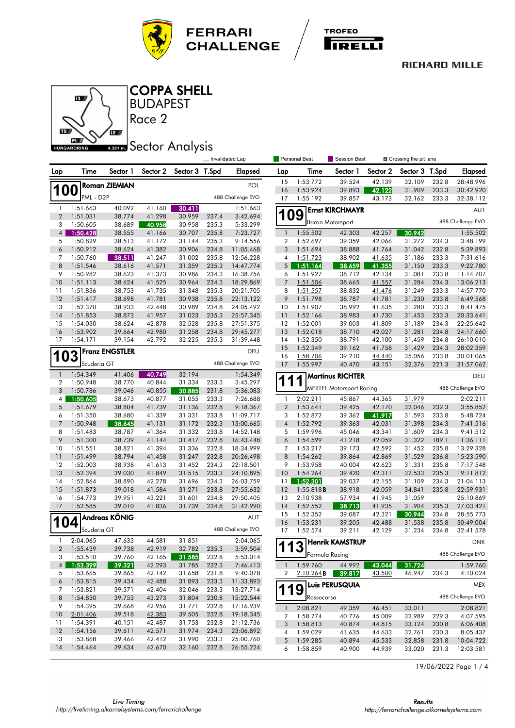# COPPA SHELL

## BUDAPEST

## Race 2

## Sector Analysis

HUNGARORING 4.381 m.

_ Invalidated Lap | Personal Best | Session Best | B Crossing the pit lane

### 100 Roman ZIEMIAN — POL
FML - D2P — 488 Challenge EVO

| Lap | Time | Sector 1 | Sector 2 | Sector 3 | T.Spd | Elapsed |
|---|---|---|---|---|---|---|
| 1 | 1:51.663 | 40.092 | 41.160 | 30.411 | | 1:51.663 |
| 2 | 1:51.031 | 38.774 | 41.298 | 30.959 | 237.4 | 3:42.694 |
| 3 | 1:50.605 | 38.689 | 40.958 | 30.958 | 235.3 | 5:33.299 |
| 4 | 1:50.428 | 38.555 | 41.166 | 30.707 | 235.8 | 7:23.727 |
| 5 | 1:50.829 | 38.513 | 41.172 | 31.144 | 235.3 | 9:14.556 |
| 6 | 1:50.912 | 38.624 | 41.382 | 30.906 | 234.8 | 11:05.468 |
| 7 | 1:50.760 | 38.511 | 41.247 | 31.002 | 235.8 | 12:56.228 |
| 8 | 1:51.546 | 38.616 | 41.571 | 31.359 | 235.3 | 14:47.774 |
| 9 | 1:50.982 | 38.623 | 41.373 | 30.986 | 234.3 | 16:38.756 |
| 10 | 1:51.113 | 38.624 | 41.525 | 30.964 | 234.3 | 18:29.869 |
| 11 | 1:51.836 | 38.753 | 41.735 | 31.348 | 235.3 | 20:21.705 |
| 12 | 1:51.417 | 38.698 | 41.781 | 30.938 | 235.8 | 22:13.122 |
| 13 | 1:52.370 | 38.933 | 42.448 | 30.989 | 234.8 | 24:05.492 |
| 14 | 1:51.853 | 38.873 | 41.957 | 31.023 | 235.3 | 25:57.345 |
| 15 | 1:54.030 | 38.624 | 42.878 | 32.528 | 235.8 | 27:51.375 |
| 16 | 1:53.902 | 39.664 | 42.980 | 31.258 | 234.8 | 29:45.277 |
| 17 | 1:54.171 | 39.154 | 42.792 | 32.225 | 235.3 | 31:39.448 |

### 103 Franz ENGSTLER — DEU
Scuderia GT — 488 Challenge EVO

| Lap | Time | Sector 1 | Sector 2 | Sector 3 | T.Spd | Elapsed |
|---|---|---|---|---|---|---|
| 1 | 1:54.349 | 41.406 | 40.749 | 32.194 | | 1:54.349 |
| 2 | 1:50.948 | 38.770 | 40.844 | 31.334 | 233.3 | 3:45.297 |
| 3 | 1:50.786 | 39.046 | 40.855 | 30.885 | 231.8 | 5:36.083 |
| 4 | 1:50.605 | 38.673 | 40.877 | 31.055 | 233.3 | 7:26.688 |
| 5 | 1:51.679 | 38.804 | 41.739 | 31.136 | 232.8 | 9:18.367 |
| 6 | 1:51.350 | 38.680 | 41.339 | 31.331 | 233.8 | 11:09.717 |
| 7 | 1:50.948 | 38.645 | 41.131 | 31.172 | 232.3 | 13:00.665 |
| 8 | 1:51.483 | 38.787 | 41.364 | 31.332 | 233.8 | 14:52.148 |
| 9 | 1:51.300 | 38.739 | 41.144 | 31.417 | 232.8 | 16:43.448 |
| 10 | 1:51.551 | 38.821 | 41.394 | 31.336 | 232.8 | 18:34.999 |
| 11 | 1:51.499 | 38.794 | 41.458 | 31.247 | 232.8 | 20:26.498 |
| 12 | 1:52.003 | 38.938 | 41.613 | 31.452 | 234.3 | 22:18.501 |
| 13 | 1:52.394 | 39.030 | 41.849 | 31.515 | 233.3 | 24:10.895 |
| 14 | 1:52.864 | 38.890 | 42.278 | 31.696 | 234.3 | 26:03.759 |
| 15 | 1:51.873 | 39.018 | 41.584 | 31.271 | 233.8 | 27:55.632 |
| 16 | 1:54.773 | 39.951 | 43.221 | 31.601 | 234.8 | 29:50.405 |
| 17 | 1:52.585 | 39.010 | 41.836 | 31.739 | 234.8 | 31:42.990 |

### 104 Andreas KÖNIG — AUT
Scuderia GT — 488 Challenge EVO

| Lap | Time | Sector 1 | Sector 2 | Sector 3 | T.Spd | Elapsed |
|---|---|---|---|---|---|---|
| 1 | 2:04.065 | 47.633 | 44.581 | 31.851 | | 2:04.065 |
| 2 | 1:55.439 | 39.738 | 42.919 | 32.782 | 235.3 | 3:59.504 |
| 3 | 1:53.510 | 39.760 | 42.165 | 31.585 | 232.8 | 5:53.014 |
| 4 | 1:53.399 | 39.321 | 42.293 | 31.785 | 232.3 | 7:46.413 |
| 5 | 1:53.665 | 39.865 | 42.142 | 31.658 | 231.8 | 9:40.078 |
| 6 | 1:53.815 | 39.434 | 42.488 | 31.893 | 233.3 | 11:33.893 |
| 7 | 1:53.821 | 39.371 | 42.404 | 32.046 | 233.3 | 13:27.714 |
| 8 | 1:54.830 | 39.753 | 43.273 | 31.804 | 230.8 | 15:22.544 |
| 9 | 1:54.395 | 39.668 | 42.956 | 31.771 | 232.8 | 17:16.939 |
| 10 | 2:01.406 | 39.518 | 42.383 | 39.505 | 232.8 | 19:18.345 |
| 11 | 1:54.391 | 40.151 | 42.487 | 31.753 | 232.8 | 21:12.736 |
| 12 | 1:54.156 | 39.611 | 42.571 | 31.974 | 234.3 | 23:06.892 |
| 13 | 1:53.868 | 39.466 | 42.412 | 31.990 | 233.3 | 25:00.760 |
| 14 | 1:54.464 | 39.634 | 42.670 | 32.160 | 232.8 | 26:55.224 |
| 15 | 1:53.772 | 39.524 | 42.139 | 32.109 | 232.8 | 28:48.996 |
| 16 | 1:53.924 | 39.893 | 42.122 | 31.909 | 233.3 | 30:42.920 |
| 17 | 1:55.192 | 39.857 | 43.173 | 32.162 | 233.3 | 32:38.112 |

### 109 Ernst KIRCHMAYR — AUT
Baron Motorsport — 488 Challenge EVO

| Lap | Time | Sector 1 | Sector 2 | Sector 3 | T.Spd | Elapsed |
|---|---|---|---|---|---|---|
| 1 | 1:55.502 | 42.303 | 42.257 | 30.942 | | 1:55.502 |
| 2 | 1:52.697 | 39.359 | 42.066 | 31.272 | 234.3 | 3:48.199 |
| 3 | 1:51.694 | 38.888 | 41.764 | 31.042 | 232.8 | 5:39.893 |
| 4 | 1:51.723 | 38.902 | 41.635 | 31.186 | 233.3 | 7:31.616 |
| 5 | 1:51.164 | 38.659 | 41.355 | 31.150 | 233.3 | 9:22.780 |
| 6 | 1:51.927 | 38.712 | 42.134 | 31.081 | 233.8 | 11:14.707 |
| 7 | 1:51.506 | 38.665 | 41.557 | 31.284 | 234.3 | 13:06.213 |
| 8 | 1:51.557 | 38.832 | 41.476 | 31.249 | 233.8 | 14:57.770 |
| 9 | 1:51.798 | 38.787 | 41.781 | 31.230 | 233.8 | 16:49.568 |
| 10 | 1:51.907 | 38.992 | 41.635 | 31.280 | 233.3 | 18:41.475 |
| 11 | 1:52.166 | 38.983 | 41.730 | 31.453 | 233.3 | 20:33.641 |
| 12 | 1:52.001 | 39.003 | 41.809 | 31.189 | 234.3 | 22:25.642 |
| 13 | 1:52.018 | 38.710 | 42.027 | 31.281 | 234.8 | 24:17.660 |
| 14 | 1:52.350 | 38.791 | 42.100 | 31.459 | 234.8 | 26:10.010 |
| 15 | 1:52.349 | 39.162 | 41.758 | 31.429 | 234.3 | 28:02.359 |
| 16 | 1:58.706 | 39.210 | 44.440 | 35.056 | 233.8 | 30:01.065 |
| 17 | 1:55.997 | 40.470 | 43.151 | 32.376 | 221.3 | 31:57.062 |

### 111 Martinus RICHTER — DEU
MERTEL Motorsport Racing — 488 Challenge EVO

| Lap | Time | Sector 1 | Sector 2 | Sector 3 | T.Spd | Elapsed |
|---|---|---|---|---|---|---|
| 1 | 2:02.211 | 45.867 | 44.365 | 31.979 | | 2:02.211 |
| 2 | 1:53.641 | 39.425 | 42.170 | 32.046 | 232.3 | 3:55.852 |
| 3 | 1:52.872 | 39.362 | 41.917 | 31.593 | 233.8 | 5:48.724 |
| 4 | 1:52.792 | 39.363 | 42.031 | 31.398 | 234.3 | 7:41.516 |
| 5 | 1:59.996 | 45.046 | 43.341 | 31.609 | 234.3 | 9:41.512 |
| 6 | 1:54.599 | 41.218 | 42.059 | 31.322 | 189.1 | 11:36.111 |
| 7 | 1:53.217 | 39.173 | 42.592 | 31.452 | 235.8 | 13:29.328 |
| 8 | 1:54.262 | 39.864 | 42.869 | 31.529 | 236.8 | 15:23.590 |
| 9 | 1:53.958 | 40.004 | 42.623 | 31.331 | 235.8 | 17:17.548 |
| 10 | 1:54.264 | 39.420 | 42.311 | 32.533 | 235.3 | 19:11.812 |
| 11 | 1:52.301 | 39.037 | 42.155 | 31.109 | 234.3 | 21:04.113 |
| 12 | 1:55.818 B | 38.918 | 42.059 | 34.841 | 235.8 | 22:59.931 |
| 13 | 2:10.938 | 57.934 | 41.945 | 31.059 | | 25:10.869 |
| 14 | 1:52.552 | 38.713 | 41.935 | 31.904 | 235.3 | 27:03.421 |
| 15 | 1:52.352 | 39.087 | 42.321 | 30.944 | 234.8 | 28:55.773 |
| 16 | 1:53.231 | 39.205 | 42.488 | 31.538 | 235.8 | 30:49.004 |
| 17 | 1:52.574 | 39.211 | 42.129 | 31.234 | 234.8 | 32:41.578 |

### 113 Henrik KAMSTRUP — DNK
Formula Racing — 488 Challenge EVO

| Lap | Time | Sector 1 | Sector 2 | Sector 3 | T.Spd | Elapsed |
|---|---|---|---|---|---|---|
| 1 | 1:59.760 | 44.992 | 43.044 | 31.724 | | 1:59.760 |
| 2 | 2:10.264 B | 39.817 | 43.500 | 46.947 | 234.3 | 4:10.024 |

### 119 Luis PERUSQUIA — MEX
Rossocorsa — 488 Challenge EVO

| Lap | Time | Sector 1 | Sector 2 | Sector 3 | T.Spd | Elapsed |
|---|---|---|---|---|---|---|
| 1 | 2:08.821 | 49.359 | 46.451 | 33.011 | | 2:08.821 |
| 2 | 1:58.774 | 40.776 | 45.009 | 32.989 | 229.3 | 4:07.595 |
| 3 | 1:58.813 | 40.874 | 44.815 | 33.124 | 230.8 | 6:06.408 |
| 4 | 1:59.029 | 41.635 | 44.633 | 32.761 | 230.3 | 8:05.437 |
| 5 | 1:59.285 | 40.894 | 45.533 | 32.858 | 231.8 | 10:04.722 |
| 6 | 1:58.859 | 40.900 | 44.939 | 33.020 | 231.3 | 12:03.581 |

19/06/2022

Live Timing
http://livetiming.alkamelsystems.com/ferrarichallenge

Results
http://ferrarichallenge.alkamelsystems.com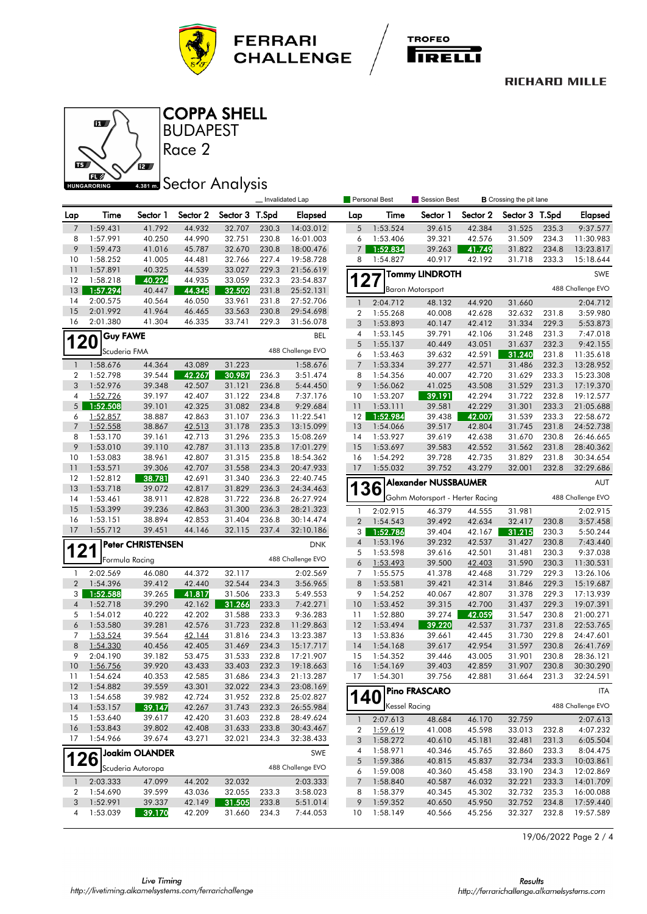# COPPA SHELL

## BUDAPEST

## Race 2

## Sector Analysis

HUNGARORING 4.381 m.

_ Invalidated Lap | Personal Best | Session Best | **B** Crossing the pit lane

| Lap | Time | Sector 1 | Sector 2 | Sector 3 | T.Spd | Elapsed |
|---|---|---|---|---|---|---|
| 7 | 1:59.431 | 41.792 | 44.932 | 32.707 | 230.3 | 14:03.012 |
| 8 | 1:57.991 | 40.250 | 44.990 | 32.751 | 230.8 | 16:01.003 |
| 9 | 1:59.473 | 41.016 | 45.787 | 32.670 | 230.8 | 18:00.476 |
| 10 | 1:58.252 | 41.005 | 44.481 | 32.766 | 227.4 | 19:58.728 |
| 11 | 1:57.891 | 40.325 | 44.539 | 33.027 | 229.3 | 21:56.619 |
| 12 | 1:58.218 | 40.224 | 44.935 | 33.059 | 232.3 | 23:54.837 |
| 13 | 1:57.294 | 40.447 | 44.345 | 32.502 | 231.8 | 25:52.131 |
| 14 | 2:00.575 | 40.564 | 46.050 | 33.961 | 231.8 | 27:52.706 |
| 15 | 2:01.992 | 41.964 | 46.465 | 33.563 | 230.8 | 29:54.698 |
| 16 | 2:01.380 | 41.304 | 46.335 | 33.741 | 229.3 | 31:56.078 |

### 120 Guy FAWE — BEL
Scuderia FMA — 488 Challenge EVO

| Lap | Time | Sector 1 | Sector 2 | Sector 3 | T.Spd | Elapsed |
|---|---|---|---|---|---|---|
| 1 | 1:58.676 | 44.364 | 43.089 | 31.223 | | 1:58.676 |
| 2 | 1:52.798 | 39.544 | 42.267 | 30.987 | 236.3 | 3:51.474 |
| 3 | 1:52.976 | 39.348 | 42.507 | 31.121 | 236.8 | 5:44.450 |
| 4 | 1:52.726 | 39.197 | 42.407 | 31.122 | 234.8 | 7:37.176 |
| 5 | 1:52.508 | 39.101 | 42.325 | 31.082 | 234.8 | 9:29.684 |
| 6 | 1:52.857 | 38.887 | 42.863 | 31.107 | 236.3 | 11:22.541 |
| 7 | 1:52.558 | 38.867 | 42.513 | 31.178 | 235.3 | 13:15.099 |
| 8 | 1:53.170 | 39.161 | 42.713 | 31.296 | 235.3 | 15:08.269 |
| 9 | 1:53.010 | 39.110 | 42.787 | 31.113 | 235.8 | 17:01.279 |
| 10 | 1:53.083 | 38.961 | 42.807 | 31.315 | 235.8 | 18:54.362 |
| 11 | 1:53.571 | 39.306 | 42.707 | 31.558 | 234.3 | 20:47.933 |
| 12 | 1:52.812 | 38.781 | 42.691 | 31.340 | 236.3 | 22:40.745 |
| 13 | 1:53.718 | 39.072 | 42.817 | 31.829 | 236.3 | 24:34.463 |
| 14 | 1:53.461 | 38.911 | 42.828 | 31.722 | 236.8 | 26:27.924 |
| 15 | 1:53.399 | 39.236 | 42.863 | 31.300 | 236.3 | 28:21.323 |
| 16 | 1:53.151 | 38.894 | 42.853 | 31.404 | 236.3 | 30:14.474 |
| 17 | 1:55.712 | 39.451 | 44.146 | 32.115 | 237.4 | 32:10.186 |

### 121 Peter CHRISTENSEN — DNK
Formula Racing — 488 Challenge EVO

| Lap | Time | Sector 1 | Sector 2 | Sector 3 | T.Spd | Elapsed |
|---|---|---|---|---|---|---|
| 1 | 2:02.569 | 46.080 | 44.372 | 32.117 | | 2:02.569 |
| 2 | 1:54.396 | 39.412 | 42.440 | 32.544 | 234.3 | 3:56.965 |
| 3 | 1:52.588 | 39.265 | 41.817 | 31.506 | 233.3 | 5:49.553 |
| 4 | 1:52.718 | 39.290 | 42.162 | 31.266 | 233.3 | 7:42.271 |
| 5 | 1:54.012 | 40.222 | 42.202 | 31.588 | 233.3 | 9:36.283 |
| 6 | 1:53.580 | 39.281 | 42.576 | 31.723 | 232.8 | 11:29.863 |
| 7 | 1:53.524 | 39.564 | 42.144 | 31.816 | 234.3 | 13:23.387 |
| 8 | 1:54.330 | 40.456 | 42.405 | 31.469 | 234.3 | 15:17.717 |
| 9 | 2:04.190 | 39.182 | 53.475 | 31.533 | 232.8 | 17:21.907 |
| 10 | 1:56.756 | 39.920 | 43.433 | 33.403 | 232.3 | 19:18.663 |
| 11 | 1:54.624 | 40.353 | 42.585 | 31.686 | 234.3 | 21:13.287 |
| 12 | 1:54.882 | 39.559 | 43.301 | 32.022 | 234.3 | 23:08.169 |
| 13 | 1:54.658 | 39.982 | 42.724 | 31.952 | 232.8 | 25:02.827 |
| 14 | 1:53.157 | 39.147 | 42.267 | 31.743 | 232.3 | 26:55.984 |
| 15 | 1:53.640 | 39.617 | 42.420 | 31.603 | 232.8 | 28:49.624 |
| 16 | 1:53.843 | 39.802 | 42.408 | 31.633 | 233.8 | 30:43.467 |
| 17 | 1:54.966 | 39.674 | 43.271 | 32.021 | 234.3 | 32:38.433 |

### 126 Joakim OLANDER — SWE
Scuderia Autoropa — 488 Challenge EVO

| Lap | Time | Sector 1 | Sector 2 | Sector 3 | T.Spd | Elapsed |
|---|---|---|---|---|---|---|
| 1 | 2:03.333 | 47.099 | 44.202 | 32.032 | | 2:03.333 |
| 2 | 1:54.690 | 39.599 | 43.036 | 32.055 | 233.3 | 3:58.023 |
| 3 | 1:52.991 | 39.337 | 42.149 | 31.505 | 233.8 | 5:51.014 |
| 4 | 1:53.039 | 39.170 | 42.209 | 31.660 | 234.3 | 7:44.053 |
| 5 | 1:53.524 | 39.615 | 42.384 | 31.525 | 235.3 | 9:37.577 |
| 6 | 1:53.406 | 39.321 | 42.576 | 31.509 | 234.3 | 11:30.983 |
| 7 | 1:52.834 | 39.263 | 41.749 | 31.822 | 234.8 | 13:23.817 |
| 8 | 1:54.827 | 40.917 | 42.192 | 31.718 | 233.3 | 15:18.644 |

### 127 Tommy LINDROTH — SWE
Baron Motorsport — 488 Challenge EVO

| Lap | Time | Sector 1 | Sector 2 | Sector 3 | T.Spd | Elapsed |
|---|---|---|---|---|---|---|
| 1 | 2:04.712 | 48.132 | 44.920 | 31.660 | | 2:04.712 |
| 2 | 1:55.268 | 40.008 | 42.628 | 32.632 | 231.8 | 3:59.980 |
| 3 | 1:53.893 | 40.147 | 42.412 | 31.334 | 229.3 | 5:53.873 |
| 4 | 1:53.145 | 39.791 | 42.106 | 31.248 | 231.3 | 7:47.018 |
| 5 | 1:55.137 | 40.449 | 43.051 | 31.637 | 232.3 | 9:42.155 |
| 6 | 1:53.463 | 39.632 | 42.591 | 31.240 | 231.8 | 11:35.618 |
| 7 | 1:53.334 | 39.277 | 42.571 | 31.486 | 232.3 | 13:28.952 |
| 8 | 1:54.356 | 40.007 | 42.720 | 31.629 | 233.3 | 15:23.308 |
| 9 | 1:56.062 | 41.025 | 43.508 | 31.529 | 231.3 | 17:19.370 |
| 10 | 1:53.207 | 39.191 | 42.294 | 31.722 | 232.8 | 19:12.577 |
| 11 | 1:53.111 | 39.581 | 42.229 | 31.301 | 233.3 | 21:05.688 |
| 12 | 1:52.984 | 39.438 | 42.007 | 31.539 | 233.3 | 22:58.672 |
| 13 | 1:54.066 | 39.517 | 42.804 | 31.745 | 231.8 | 24:52.738 |
| 14 | 1:53.927 | 39.619 | 42.638 | 31.670 | 230.8 | 26:46.665 |
| 15 | 1:53.697 | 39.583 | 42.552 | 31.562 | 231.8 | 28:40.362 |
| 16 | 1:54.292 | 39.728 | 42.735 | 31.829 | 231.8 | 30:34.654 |
| 17 | 1:55.032 | 39.752 | 43.279 | 32.001 | 232.8 | 32:29.686 |

### 136 Alexander NUSSBAUMER — AUT
Gohm Motorsport - Herter Racing — 488 Challenge EVO

| Lap | Time | Sector 1 | Sector 2 | Sector 3 | T.Spd | Elapsed |
|---|---|---|---|---|---|---|
| 1 | 2:02.915 | 46.379 | 44.555 | 31.981 | | 2:02.915 |
| 2 | 1:54.543 | 39.492 | 42.634 | 32.417 | 230.8 | 3:57.458 |
| 3 | 1:52.786 | 39.404 | 42.167 | 31.215 | 230.3 | 5:50.244 |
| 4 | 1:53.196 | 39.232 | 42.537 | 31.427 | 230.8 | 7:43.440 |
| 5 | 1:53.598 | 39.616 | 42.501 | 31.481 | 230.3 | 9:37.038 |
| 6 | 1:53.493 | 39.500 | 42.403 | 31.590 | 230.3 | 11:30.531 |
| 7 | 1:55.575 | 41.378 | 42.468 | 31.729 | 229.3 | 13:26.106 |
| 8 | 1:53.581 | 39.421 | 42.314 | 31.846 | 229.3 | 15:19.687 |
| 9 | 1:54.252 | 40.067 | 42.807 | 31.378 | 229.3 | 17:13.939 |
| 10 | 1:53.452 | 39.315 | 42.700 | 31.437 | 229.3 | 19:07.391 |
| 11 | 1:52.880 | 39.274 | 42.059 | 31.547 | 230.8 | 21:00.271 |
| 12 | 1:53.494 | 39.220 | 42.537 | 31.737 | 231.8 | 22:53.765 |
| 13 | 1:53.836 | 39.661 | 42.445 | 31.730 | 229.8 | 24:47.601 |
| 14 | 1:54.168 | 39.617 | 42.954 | 31.597 | 230.8 | 26:41.769 |
| 15 | 1:54.352 | 39.446 | 43.005 | 31.901 | 230.8 | 28:36.121 |
| 16 | 1:54.169 | 39.403 | 42.859 | 31.907 | 230.8 | 30:30.290 |
| 17 | 1:54.301 | 39.756 | 42.881 | 31.664 | 231.3 | 32:24.591 |

### 140 Pino FRASCARO — ITA
Kessel Racing — 488 Challenge EVO

| Lap | Time | Sector 1 | Sector 2 | Sector 3 | T.Spd | Elapsed |
|---|---|---|---|---|---|---|
| 1 | 2:07.613 | 48.684 | 46.170 | 32.759 | | 2:07.613 |
| 2 | 1:59.619 | 41.008 | 45.598 | 33.013 | 232.8 | 4:07.232 |
| 3 | 1:58.272 | 40.610 | 45.181 | 32.481 | 231.3 | 6:05.504 |
| 4 | 1:58.971 | 40.346 | 45.765 | 32.860 | 233.3 | 8:04.475 |
| 5 | 1:59.386 | 40.815 | 45.837 | 32.734 | 233.3 | 10:03.861 |
| 6 | 1:59.008 | 40.360 | 45.458 | 33.190 | 234.3 | 12:02.869 |
| 7 | 1:58.840 | 40.587 | 46.032 | 32.221 | 233.3 | 14:01.709 |
| 8 | 1:58.379 | 40.345 | 45.302 | 32.732 | 235.3 | 16:00.088 |
| 9 | 1:59.352 | 40.650 | 45.950 | 32.752 | 234.8 | 17:59.440 |
| 10 | 1:58.149 | 40.566 | 45.256 | 32.327 | 232.8 | 19:57.589 |

19/06/2022

Live Timing
http://livetiming.alkamelsystems.com/ferrarichallenge

Results
http://ferrarichallenge.alkamelsystems.com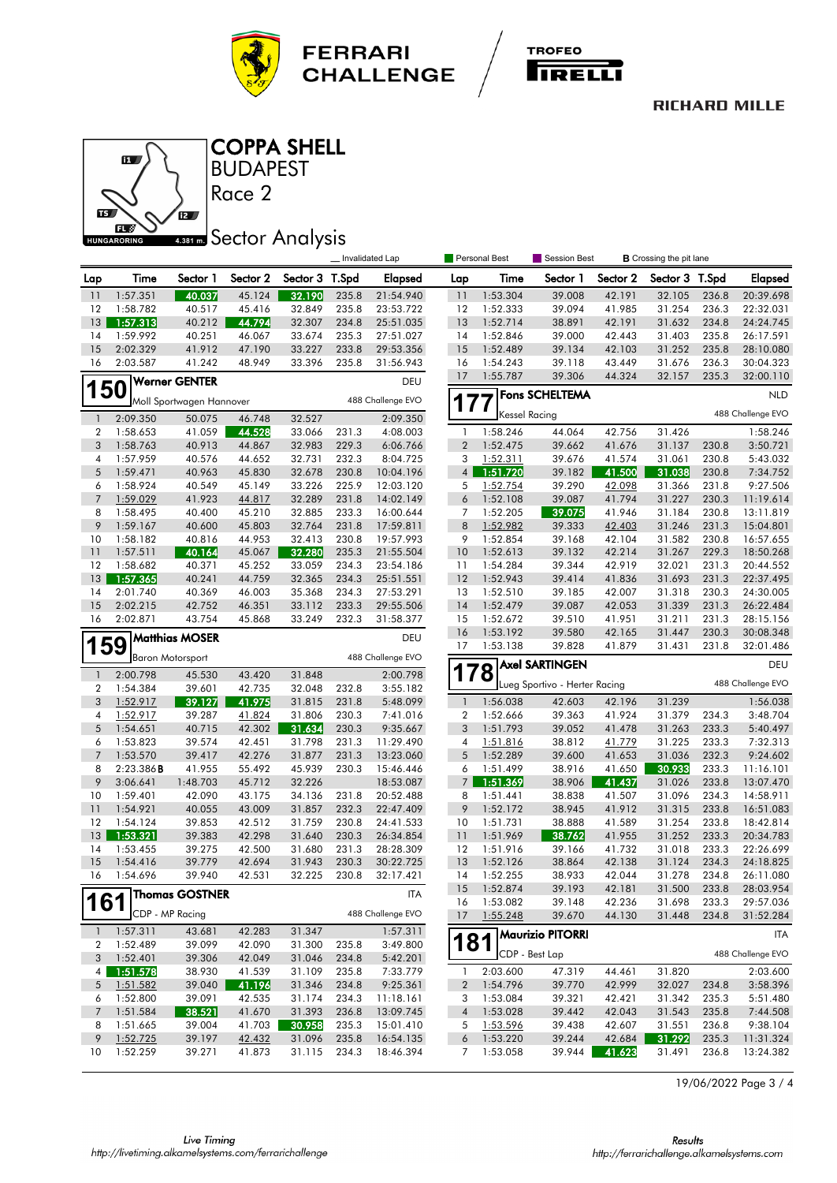# COPPA SHELL

BUDAPEST

Race 2

## Sector Analysis

_ Invalidated Lap | Personal Best | Session Best | **B** Crossing the pit lane

| Lap | Time | Sector 1 | Sector 2 | Sector 3 | T.Spd | Elapsed |
|---|---|---|---|---|---|---|
| 11 | 1:57.351 | 40.037 | 45.124 | 32.190 | 235.8 | 21:54.940 |
| 12 | 1:58.782 | 40.517 | 45.416 | 32.849 | 235.8 | 23:53.722 |
| 13 | 1:57.313 | 40.212 | 44.794 | 32.307 | 234.8 | 25:51.035 |
| 14 | 1:59.992 | 40.251 | 46.067 | 33.674 | 235.3 | 27:51.027 |
| 15 | 2:02.329 | 41.912 | 47.190 | 33.227 | 233.8 | 29:53.356 |
| 16 | 2:03.587 | 41.242 | 48.949 | 33.396 | 235.8 | 31:56.943 |

### 150 Werner GENTER — DEU
Moll Sportwagen Hannover — 488 Challenge EVO

| Lap | Time | Sector 1 | Sector 2 | Sector 3 | T.Spd | Elapsed |
|---|---|---|---|---|---|---|
| 1 | 2:09.350 | 50.075 | 46.748 | 32.527 | | 2:09.350 |
| 2 | 1:58.653 | 41.059 | 44.528 | 33.066 | 231.3 | 4:08.003 |
| 3 | 1:58.763 | 40.913 | 44.867 | 32.983 | 229.3 | 6:06.766 |
| 4 | 1:57.959 | 40.576 | 44.652 | 32.731 | 232.3 | 8:04.725 |
| 5 | 1:59.471 | 40.963 | 45.830 | 32.678 | 230.8 | 10:04.196 |
| 6 | 1:58.924 | 40.549 | 45.149 | 33.226 | 225.9 | 12:03.120 |
| 7 | 1:59.029 | 41.923 | 44.817 | 32.289 | 231.8 | 14:02.149 |
| 8 | 1:58.495 | 40.400 | 45.210 | 32.885 | 233.3 | 16:00.644 |
| 9 | 1:59.167 | 40.600 | 45.803 | 32.764 | 231.8 | 17:59.811 |
| 10 | 1:58.182 | 40.816 | 44.953 | 32.413 | 230.8 | 19:57.993 |
| 11 | 1:57.511 | 40.164 | 45.067 | 32.280 | 235.3 | 21:55.504 |
| 12 | 1:58.682 | 40.371 | 45.252 | 33.059 | 234.3 | 23:54.186 |
| 13 | 1:57.365 | 40.241 | 44.759 | 32.365 | 234.3 | 25:51.551 |
| 14 | 2:01.740 | 40.369 | 46.003 | 35.368 | 234.3 | 27:53.291 |
| 15 | 2:02.215 | 42.752 | 46.351 | 33.112 | 233.3 | 29:55.506 |
| 16 | 2:02.871 | 43.754 | 45.868 | 33.249 | 232.3 | 31:58.377 |

### 159 Matthias MOSER — DEU
Baron Motorsport — 488 Challenge EVO

| Lap | Time | Sector 1 | Sector 2 | Sector 3 | T.Spd | Elapsed |
|---|---|---|---|---|---|---|
| 1 | 2:00.798 | 45.530 | 43.420 | 31.848 | | 2:00.798 |
| 2 | 1:54.384 | 39.601 | 42.735 | 32.048 | 232.8 | 3:55.182 |
| 3 | 1:52.917 | 39.127 | 41.975 | 31.815 | 231.8 | 5:48.099 |
| 4 | 1:52.917 | 39.287 | 41.824 | 31.806 | 230.3 | 7:41.016 |
| 5 | 1:54.651 | 40.715 | 42.302 | 31.634 | 230.3 | 9:35.667 |
| 6 | 1:53.823 | 39.574 | 42.451 | 31.798 | 231.3 | 11:29.490 |
| 7 | 1:53.570 | 39.417 | 42.276 | 31.877 | 231.3 | 13:23.060 |
| 8 | 2:23.386 B | 41.955 | 55.492 | 45.939 | 230.3 | 15:46.446 |
| 9 | 3:06.641 | 1:48.703 | 45.712 | 32.226 | | 18:53.087 |
| 10 | 1:59.401 | 42.090 | 43.175 | 34.136 | 231.8 | 20:52.488 |
| 11 | 1:54.921 | 40.055 | 43.009 | 31.857 | 232.3 | 22:47.409 |
| 12 | 1:54.124 | 39.853 | 42.512 | 31.759 | 230.8 | 24:41.533 |
| 13 | 1:53.321 | 39.383 | 42.298 | 31.640 | 230.3 | 26:34.854 |
| 14 | 1:53.455 | 39.275 | 42.500 | 31.680 | 231.3 | 28:28.309 |
| 15 | 1:54.416 | 39.779 | 42.694 | 31.943 | 230.3 | 30:22.725 |
| 16 | 1:54.696 | 39.940 | 42.531 | 32.225 | 230.8 | 32:17.421 |

### 161 Thomas GOSTNER — ITA
CDP - MP Racing — 488 Challenge EVO

| Lap | Time | Sector 1 | Sector 2 | Sector 3 | T.Spd | Elapsed |
|---|---|---|---|---|---|---|
| 1 | 1:57.311 | 43.681 | 42.283 | 31.347 | | 1:57.311 |
| 2 | 1:52.489 | 39.099 | 42.090 | 31.300 | 235.8 | 3:49.800 |
| 3 | 1:52.401 | 39.306 | 42.049 | 31.046 | 234.8 | 5:42.201 |
| 4 | 1:51.578 | 38.930 | 41.539 | 31.109 | 235.8 | 7:33.779 |
| 5 | 1:51.582 | 39.040 | 41.196 | 31.346 | 234.8 | 9:25.361 |
| 6 | 1:52.800 | 39.091 | 42.535 | 31.174 | 234.3 | 11:18.161 |
| 7 | 1:51.584 | 38.521 | 41.670 | 31.393 | 236.8 | 13:09.745 |
| 8 | 1:51.665 | 39.004 | 41.703 | 30.958 | 235.3 | 15:01.410 |
| 9 | 1:52.725 | 39.197 | 42.432 | 31.096 | 235.8 | 16:54.135 |
| 10 | 1:52.259 | 39.271 | 41.873 | 31.115 | 234.3 | 18:46.394 |

| Lap | Time | Sector 1 | Sector 2 | Sector 3 | T.Spd | Elapsed |
|---|---|---|---|---|---|---|
| 11 | 1:53.304 | 39.008 | 42.191 | 32.105 | 236.8 | 20:39.698 |
| 12 | 1:52.333 | 39.094 | 41.985 | 31.254 | 236.3 | 22:32.031 |
| 13 | 1:52.714 | 38.891 | 42.191 | 31.632 | 234.8 | 24:24.745 |
| 14 | 1:52.846 | 39.000 | 42.443 | 31.403 | 235.8 | 26:17.591 |
| 15 | 1:52.489 | 39.134 | 42.103 | 31.252 | 235.8 | 28:10.080 |
| 16 | 1:54.243 | 39.118 | 43.449 | 31.676 | 236.3 | 30:04.323 |
| 17 | 1:55.787 | 39.306 | 44.324 | 32.157 | 235.3 | 32:00.110 |

### 177 Fons SCHELTEMA — NLD
Kessel Racing — 488 Challenge EVO

| Lap | Time | Sector 1 | Sector 2 | Sector 3 | T.Spd | Elapsed |
|---|---|---|---|---|---|---|
| 1 | 1:58.246 | 44.064 | 42.756 | 31.426 | | 1:58.246 |
| 2 | 1:52.475 | 39.662 | 41.676 | 31.137 | 230.8 | 3:50.721 |
| 3 | 1:52.311 | 39.676 | 41.574 | 31.061 | 230.8 | 5:43.032 |
| 4 | 1:51.720 | 39.182 | 41.500 | 31.038 | 230.8 | 7:34.752 |
| 5 | 1:52.754 | 39.290 | 42.098 | 31.366 | 231.8 | 9:27.506 |
| 6 | 1:52.108 | 39.087 | 41.794 | 31.227 | 230.3 | 11:19.614 |
| 7 | 1:52.205 | 39.075 | 41.946 | 31.184 | 230.8 | 13:11.819 |
| 8 | 1:52.982 | 39.333 | 42.403 | 31.246 | 231.3 | 15:04.801 |
| 9 | 1:52.854 | 39.168 | 42.104 | 31.582 | 230.8 | 16:57.655 |
| 10 | 1:52.613 | 39.132 | 42.214 | 31.267 | 229.3 | 18:50.268 |
| 11 | 1:54.284 | 39.344 | 42.919 | 32.021 | 231.3 | 20:44.552 |
| 12 | 1:52.943 | 39.414 | 41.836 | 31.693 | 231.3 | 22:37.495 |
| 13 | 1:52.510 | 39.185 | 42.007 | 31.318 | 230.3 | 24:30.005 |
| 14 | 1:52.479 | 39.087 | 42.053 | 31.339 | 231.3 | 26:22.484 |
| 15 | 1:52.672 | 39.510 | 41.951 | 31.211 | 231.3 | 28:15.156 |
| 16 | 1:53.192 | 39.580 | 42.165 | 31.447 | 230.3 | 30:08.348 |
| 17 | 1:53.138 | 39.828 | 41.879 | 31.431 | 231.8 | 32:01.486 |

### 178 Axel SARTINGEN — DEU
Lueg Sportivo - Herter Racing — 488 Challenge EVO

| Lap | Time | Sector 1 | Sector 2 | Sector 3 | T.Spd | Elapsed |
|---|---|---|---|---|---|---|
| 1 | 1:56.038 | 42.603 | 42.196 | 31.239 | | 1:56.038 |
| 2 | 1:52.666 | 39.363 | 41.924 | 31.379 | 234.3 | 3:48.704 |
| 3 | 1:51.793 | 39.052 | 41.478 | 31.263 | 233.3 | 5:40.497 |
| 4 | 1:51.816 | 38.812 | 41.779 | 31.225 | 233.3 | 7:32.313 |
| 5 | 1:52.289 | 39.600 | 41.653 | 31.036 | 232.3 | 9:24.602 |
| 6 | 1:51.499 | 38.916 | 41.650 | 30.933 | 233.3 | 11:16.101 |
| 7 | 1:51.369 | 38.906 | 41.437 | 31.026 | 233.8 | 13:07.470 |
| 8 | 1:51.441 | 38.838 | 41.507 | 31.096 | 234.3 | 14:58.911 |
| 9 | 1:52.172 | 38.945 | 41.912 | 31.315 | 233.8 | 16:51.083 |
| 10 | 1:51.731 | 38.888 | 41.589 | 31.254 | 233.8 | 18:42.814 |
| 11 | 1:51.969 | 38.762 | 41.955 | 31.252 | 233.3 | 20:34.783 |
| 12 | 1:51.916 | 39.166 | 41.732 | 31.018 | 233.3 | 22:26.699 |
| 13 | 1:52.126 | 38.864 | 42.138 | 31.124 | 234.3 | 24:18.825 |
| 14 | 1:52.255 | 38.933 | 42.044 | 31.278 | 234.8 | 26:11.080 |
| 15 | 1:52.874 | 39.193 | 42.181 | 31.500 | 233.8 | 28:03.954 |
| 16 | 1:53.082 | 39.148 | 42.236 | 31.698 | 233.3 | 29:57.036 |
| 17 | 1:55.248 | 39.670 | 44.130 | 31.448 | 234.8 | 31:52.284 |

### 181 Maurizio PITORRI — ITA
CDP - Best Lap — 488 Challenge EVO

| Lap | Time | Sector 1 | Sector 2 | Sector 3 | T.Spd | Elapsed |
|---|---|---|---|---|---|---|
| 1 | 2:03.600 | 47.319 | 44.461 | 31.820 | | 2:03.600 |
| 2 | 1:54.796 | 39.770 | 42.999 | 32.027 | 234.8 | 3:58.396 |
| 3 | 1:53.084 | 39.321 | 42.421 | 31.342 | 235.3 | 5:51.480 |
| 4 | 1:53.028 | 39.442 | 42.043 | 31.543 | 235.8 | 7:44.508 |
| 5 | 1:53.596 | 39.438 | 42.607 | 31.551 | 236.8 | 9:38.104 |
| 6 | 1:53.220 | 39.244 | 42.684 | 31.292 | 235.3 | 11:31.324 |
| 7 | 1:53.058 | 39.944 | 41.623 | 31.491 | 236.8 | 13:24.382 |

19/06/2022

Live Timing http://livetiming.alkamelsystems.com/ferrarichallenge

Results http://ferrarichallenge.alkamelsystems.com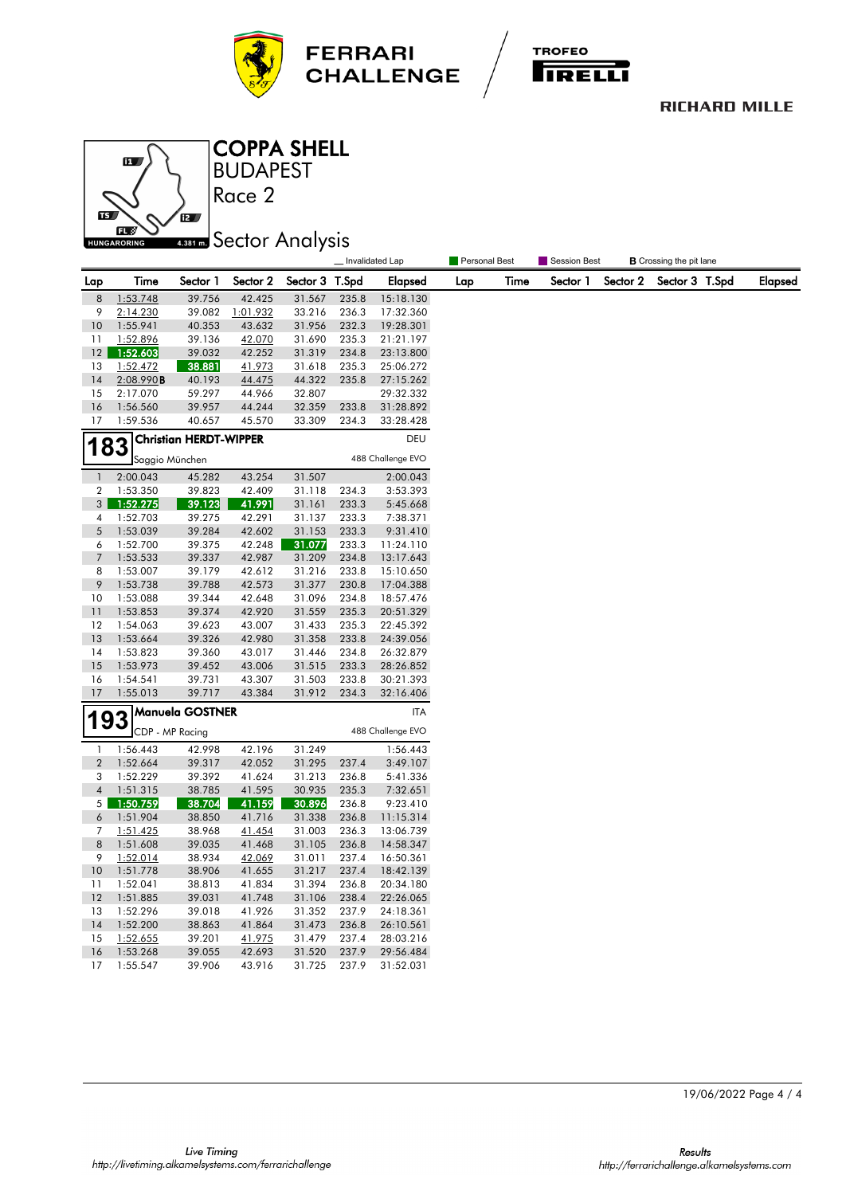FERRARI CHALLENGE

TROFEO PIRELLI

RICHARD MILLE

# COPPA SHELL

## BUDAPEST

## Race 2

## Sector Analysis

HUNGARORING 4.381 m.

_ Invalidated Lap | Personal Best | Session Best | **B** Crossing the pit lane

| Lap | Time | Sector 1 | Sector 2 | Sector 3 | T.Spd | Elapsed |
|---|---|---|---|---|---|---|
| 8 | 1:53.748 | 39.756 | 42.425 | 31.567 | 235.8 | 15:18.130 |
| 9 | 2:14.230 | 39.082 | 1:01.932 | 33.216 | 236.3 | 17:32.360 |
| 10 | 1:55.941 | 40.353 | 43.632 | 31.956 | 232.3 | 19:28.301 |
| 11 | 1:52.896 | 39.136 | 42.070 | 31.690 | 235.3 | 21:21.197 |
| 12 | 1:52.603 | 39.032 | 42.252 | 31.319 | 234.8 | 23:13.800 |
| 13 | 1:52.472 | 38.881 | 41.973 | 31.618 | 235.3 | 25:06.272 |
| 14 | 2:08.990 **B** | 40.193 | 44.475 | 44.322 | 235.8 | 27:15.262 |
| 15 | 2:17.070 | 59.297 | 44.966 | 32.807 | | 29:32.332 |
| 16 | 1:56.560 | 39.957 | 44.244 | 32.359 | 233.8 | 31:28.892 |
| 17 | 1:59.536 | 40.657 | 45.570 | 33.309 | 234.3 | 33:28.428 |

### 183 Christian HERDT-WIPPER — DEU

Saggio München — 488 Challenge EVO

| Lap | Time | Sector 1 | Sector 2 | Sector 3 | T.Spd | Elapsed |
|---|---|---|---|---|---|---|
| 1 | 2:00.043 | 45.282 | 43.254 | 31.507 | | 2:00.043 |
| 2 | 1:53.350 | 39.823 | 42.409 | 31.118 | 234.3 | 3:53.393 |
| 3 | 1:52.275 | 39.123 | 41.991 | 31.161 | 233.3 | 5:45.668 |
| 4 | 1:52.703 | 39.275 | 42.291 | 31.137 | 233.3 | 7:38.371 |
| 5 | 1:53.039 | 39.284 | 42.602 | 31.153 | 233.3 | 9:31.410 |
| 6 | 1:52.700 | 39.375 | 42.248 | 31.077 | 233.3 | 11:24.110 |
| 7 | 1:53.533 | 39.337 | 42.987 | 31.209 | 234.8 | 13:17.643 |
| 8 | 1:53.007 | 39.179 | 42.612 | 31.216 | 233.8 | 15:10.650 |
| 9 | 1:53.738 | 39.788 | 42.573 | 31.377 | 230.8 | 17:04.388 |
| 10 | 1:53.088 | 39.344 | 42.648 | 31.096 | 234.8 | 18:57.476 |
| 11 | 1:53.853 | 39.374 | 42.920 | 31.559 | 235.3 | 20:51.329 |
| 12 | 1:54.063 | 39.623 | 43.007 | 31.433 | 235.3 | 22:45.392 |
| 13 | 1:53.664 | 39.326 | 42.980 | 31.358 | 233.8 | 24:39.056 |
| 14 | 1:53.823 | 39.360 | 43.017 | 31.446 | 234.8 | 26:32.879 |
| 15 | 1:53.973 | 39.452 | 43.006 | 31.515 | 233.3 | 28:26.852 |
| 16 | 1:54.541 | 39.731 | 43.307 | 31.503 | 233.8 | 30:21.393 |
| 17 | 1:55.013 | 39.717 | 43.384 | 31.912 | 234.3 | 32:16.406 |

### 193 Manuela GOSTNER — ITA

CDP - MP Racing — 488 Challenge EVO

| Lap | Time | Sector 1 | Sector 2 | Sector 3 | T.Spd | Elapsed |
|---|---|---|---|---|---|---|
| 1 | 1:56.443 | 42.998 | 42.196 | 31.249 | | 1:56.443 |
| 2 | 1:52.664 | 39.317 | 42.052 | 31.295 | 237.4 | 3:49.107 |
| 3 | 1:52.229 | 39.392 | 41.624 | 31.213 | 236.8 | 5:41.336 |
| 4 | 1:51.315 | 38.785 | 41.595 | 30.935 | 235.3 | 7:32.651 |
| 5 | 1:50.759 | 38.704 | 41.159 | 30.896 | 236.8 | 9:23.410 |
| 6 | 1:51.904 | 38.850 | 41.716 | 31.338 | 236.8 | 11:15.314 |
| 7 | 1:51.425 | 38.968 | 41.454 | 31.003 | 236.3 | 13:06.739 |
| 8 | 1:51.608 | 39.035 | 41.468 | 31.105 | 236.8 | 14:58.347 |
| 9 | 1:52.014 | 38.934 | 42.069 | 31.011 | 237.4 | 16:50.361 |
| 10 | 1:51.778 | 38.906 | 41.655 | 31.217 | 237.4 | 18:42.139 |
| 11 | 1:52.041 | 38.813 | 41.834 | 31.394 | 236.8 | 20:34.180 |
| 12 | 1:51.885 | 39.031 | 41.748 | 31.106 | 238.4 | 22:26.065 |
| 13 | 1:52.296 | 39.018 | 41.926 | 31.352 | 237.9 | 24:18.361 |
| 14 | 1:52.200 | 38.863 | 41.864 | 31.473 | 236.8 | 26:10.561 |
| 15 | 1:52.655 | 39.201 | 41.975 | 31.479 | 237.4 | 28:03.216 |
| 16 | 1:53.268 | 39.055 | 42.693 | 31.520 | 237.9 | 29:56.484 |
| 17 | 1:55.547 | 39.906 | 43.916 | 31.725 | 237.9 | 31:52.031 |

19/06/2022

Live Timing
http://livetiming.alkamelsystems.com/ferrarichallenge

Results
http://ferrarichallenge.alkamelsystems.com